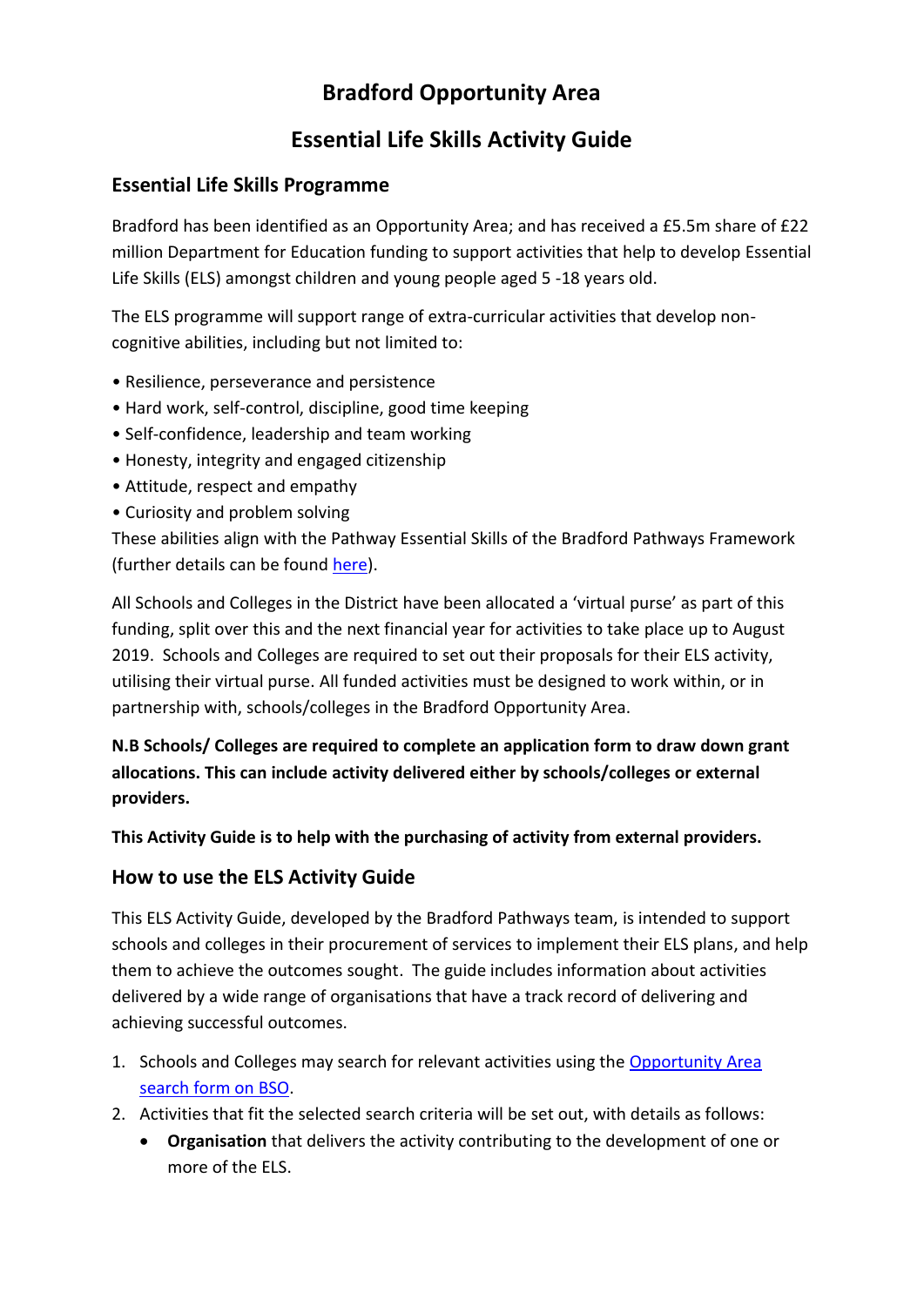# Bradford Opportunity Area

# Essential Life Skills Activity Guide

## Essential Life Skills Programme

Bradford has been identified as an Opportunity Area; and has received a £5.5m share of £22 million Department for Education funding to support activities that help to develop Essential Life Skills (ELS) amongst children and young people aged 5 -18 years old.

The ELS programme will support range of extra-curricular activities that develop non-cognitive abilities, including but not limited to:

- Resilience, perseverance and persistence
- Hard work, self-control, discipline, good time keeping
- Self-confidence, leadership and team working
- Honesty, integrity and engaged citizenship
- Attitude, respect and empathy
- Curiosity and problem solving

These abilities align with the Pathway Essential Skills of the Bradford Pathways Framework (further details can be found here).

All Schools and Colleges in the District have been allocated a 'virtual purse' as part of this funding, split over this and the next financial year for activities to take place up to August 2019. Schools and Colleges are required to set out their proposals for their ELS activity, utilising their virtual purse. All funded activities must be designed to work within, or in partnership with, schools/colleges in the Bradford Opportunity Area.

**N.B Schools/ Colleges are required to complete an application form to draw down grant allocations. This can include activity delivered either by schools/colleges or external providers.**

**This Activity Guide is to help with the purchasing of activity from external providers.**

## How to use the ELS Activity Guide

This ELS Activity Guide, developed by the Bradford Pathways team, is intended to support schools and colleges in their procurement of services to implement their ELS plans, and help them to achieve the outcomes sought. The guide includes information about activities delivered by a wide range of organisations that have a track record of delivering and achieving successful outcomes.

1. Schools and Colleges may search for relevant activities using the Opportunity Area search form on BSO.
2. Activities that fit the selected search criteria will be set out, with details as follows:
   - **Organisation** that delivers the activity contributing to the development of one or more of the ELS.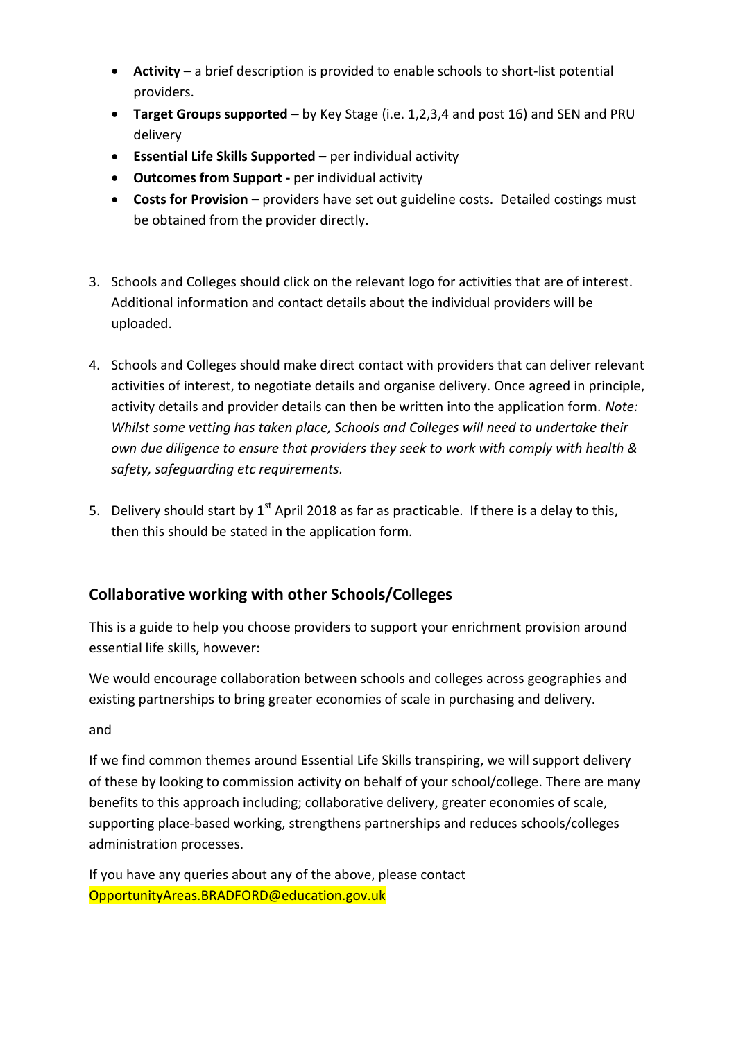- **Activity –** a brief description is provided to enable schools to short-list potential providers.
- **Target Groups supported –** by Key Stage (i.e. 1,2,3,4 and post 16) and SEN and PRU delivery
- **Essential Life Skills Supported –** per individual activity
- **Outcomes from Support -** per individual activity
- **Costs for Provision –** providers have set out guideline costs. Detailed costings must be obtained from the provider directly.

3. Schools and Colleges should click on the relevant logo for activities that are of interest. Additional information and contact details about the individual providers will be uploaded.

4. Schools and Colleges should make direct contact with providers that can deliver relevant activities of interest, to negotiate details and organise delivery. Once agreed in principle, activity details and provider details can then be written into the application form. *Note: Whilst some vetting has taken place, Schools and Colleges will need to undertake their own due diligence to ensure that providers they seek to work with comply with health & safety, safeguarding etc requirements.*

5. Delivery should start by 1st April 2018 as far as practicable. If there is a delay to this, then this should be stated in the application form.

## Collaborative working with other Schools/Colleges

This is a guide to help you choose providers to support your enrichment provision around essential life skills, however:

We would encourage collaboration between schools and colleges across geographies and existing partnerships to bring greater economies of scale in purchasing and delivery.

and

If we find common themes around Essential Life Skills transpiring, we will support delivery of these by looking to commission activity on behalf of your school/college. There are many benefits to this approach including; collaborative delivery, greater economies of scale, supporting place-based working, strengthens partnerships and reduces schools/colleges administration processes.

If you have any queries about any of the above, please contact OpportunityAreas.BRADFORD@education.gov.uk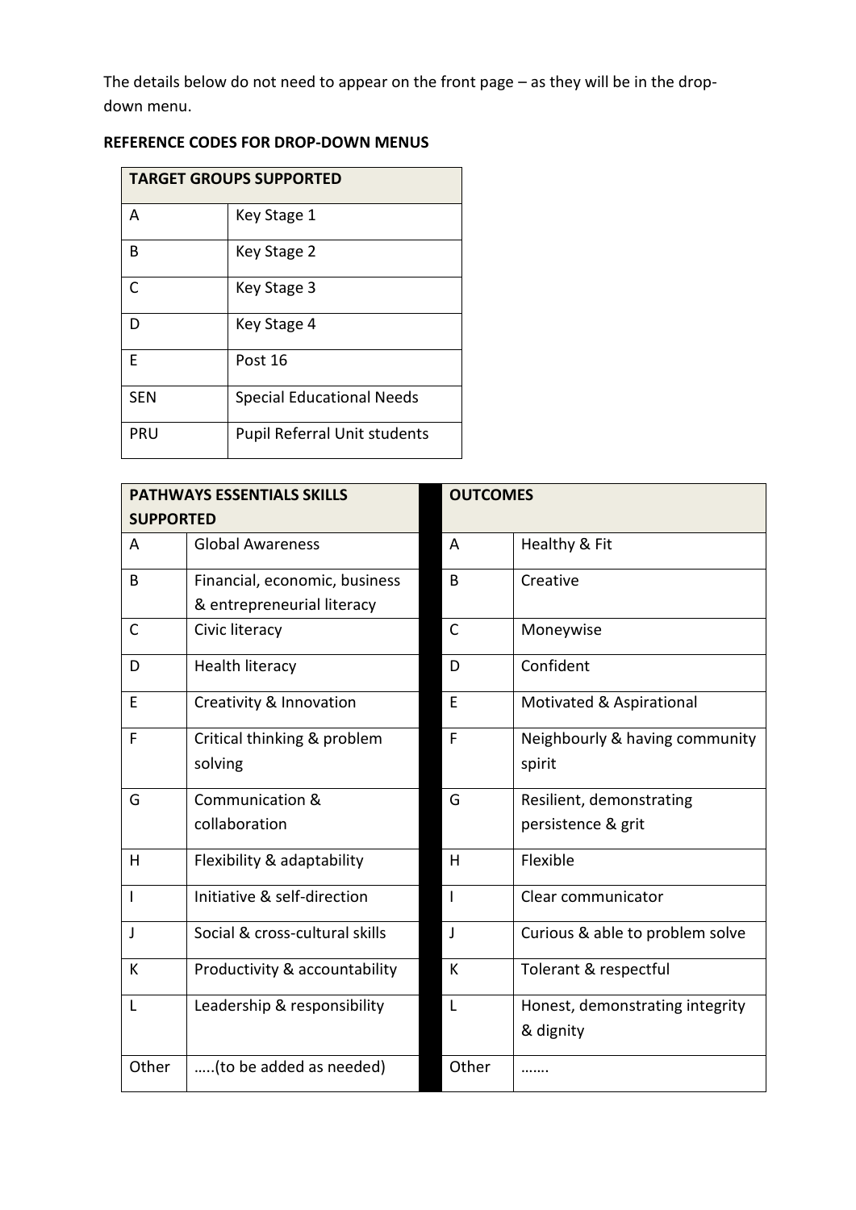The details below do not need to appear on the front page – as they will be in the drop-down menu.

**REFERENCE CODES FOR DROP-DOWN MENUS**

| **TARGET GROUPS SUPPORTED** | |
|---|---|
| A | Key Stage 1 |
| B | Key Stage 2 |
| C | Key Stage 3 |
| D | Key Stage 4 |
| E | Post 16 |
| SEN | Special Educational Needs |
| PRU | Pupil Referral Unit students |

| **PATHWAYS ESSENTIALS SKILLS SUPPORTED** | |
|---|---|
| A | Global Awareness |
| B | Financial, economic, business & entrepreneurial literacy |
| C | Civic literacy |
| D | Health literacy |
| E | Creativity & Innovation |
| F | Critical thinking & problem solving |
| G | Communication & collaboration |
| H | Flexibility & adaptability |
| I | Initiative & self-direction |
| J | Social & cross-cultural skills |
| K | Productivity & accountability |
| L | Leadership & responsibility |
| Other | …..(to be added as needed) |

| **OUTCOMES** | |
|---|---|
| A | Healthy & Fit |
| B | Creative |
| C | Moneywise |
| D | Confident |
| E | Motivated & Aspirational |
| F | Neighbourly & having community spirit |
| G | Resilient, demonstrating persistence & grit |
| H | Flexible |
| I | Clear communicator |
| J | Curious & able to problem solve |
| K | Tolerant & respectful |
| L | Honest, demonstrating integrity & dignity |
| Other | ……. |